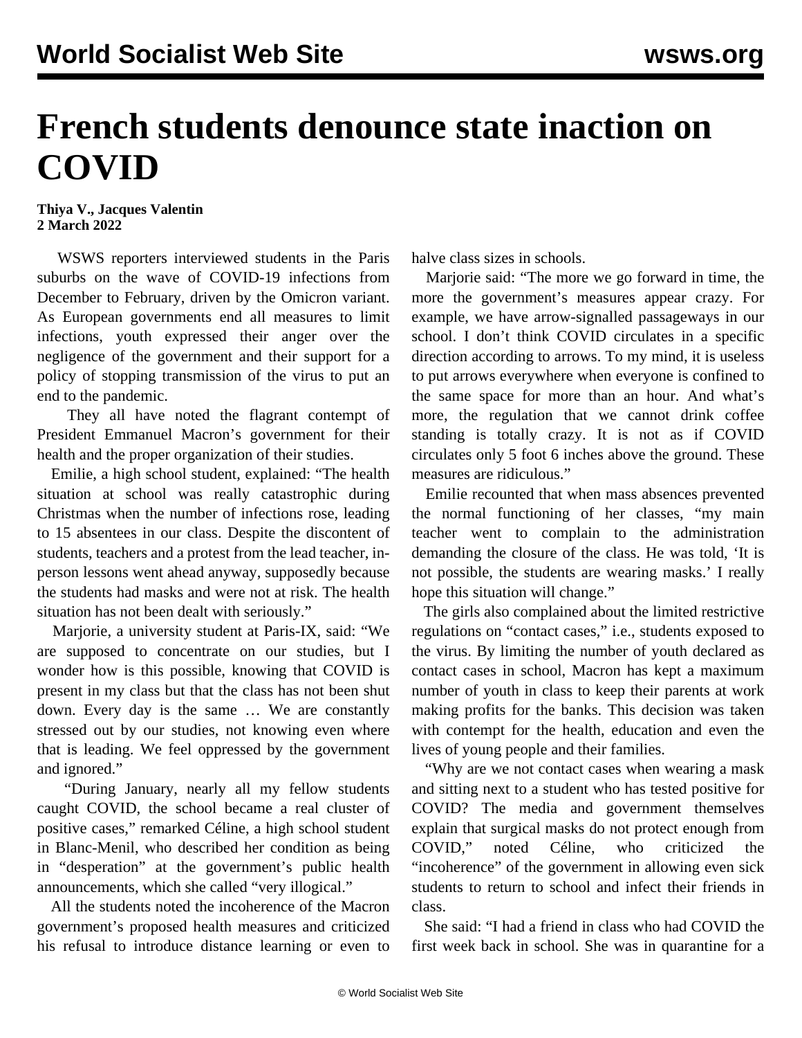# French students denounce state inaction on COVID

**Thiya V., Jacques Valentin**
**2 March 2022**

WSWS reporters interviewed students in the Paris suburbs on the wave of COVID-19 infections from December to February, driven by the Omicron variant. As European governments end all measures to limit infections, youth expressed their anger over the negligence of the government and their support for a policy of stopping transmission of the virus to put an end to the pandemic.

They all have noted the flagrant contempt of President Emmanuel Macron's government for their health and the proper organization of their studies.

Emilie, a high school student, explained: "The health situation at school was really catastrophic during Christmas when the number of infections rose, leading to 15 absentees in our class. Despite the discontent of students, teachers and a protest from the lead teacher, in-person lessons went ahead anyway, supposedly because the students had masks and were not at risk. The health situation has not been dealt with seriously."

Marjorie, a university student at Paris-IX, said: "We are supposed to concentrate on our studies, but I wonder how is this possible, knowing that COVID is present in my class but that the class has not been shut down. Every day is the same … We are constantly stressed out by our studies, not knowing even where that is leading. We feel oppressed by the government and ignored."

"During January, nearly all my fellow students caught COVID, the school became a real cluster of positive cases," remarked Céline, a high school student in Blanc-Menil, who described her condition as being in "desperation" at the government's public health announcements, which she called "very illogical."

All the students noted the incoherence of the Macron government's proposed health measures and criticized his refusal to introduce distance learning or even to halve class sizes in schools.

Marjorie said: "The more we go forward in time, the more the government's measures appear crazy. For example, we have arrow-signalled passageways in our school. I don't think COVID circulates in a specific direction according to arrows. To my mind, it is useless to put arrows everywhere when everyone is confined to the same space for more than an hour. And what's more, the regulation that we cannot drink coffee standing is totally crazy. It is not as if COVID circulates only 5 foot 6 inches above the ground. These measures are ridiculous."

Emilie recounted that when mass absences prevented the normal functioning of her classes, "my main teacher went to complain to the administration demanding the closure of the class. He was told, 'It is not possible, the students are wearing masks.' I really hope this situation will change."

The girls also complained about the limited restrictive regulations on "contact cases," i.e., students exposed to the virus. By limiting the number of youth declared as contact cases in school, Macron has kept a maximum number of youth in class to keep their parents at work making profits for the banks. This decision was taken with contempt for the health, education and even the lives of young people and their families.

"Why are we not contact cases when wearing a mask and sitting next to a student who has tested positive for COVID? The media and government themselves explain that surgical masks do not protect enough from COVID," noted Céline, who criticized the "incoherence" of the government in allowing even sick students to return to school and infect their friends in class.

She said: "I had a friend in class who had COVID the first week back in school. She was in quarantine for a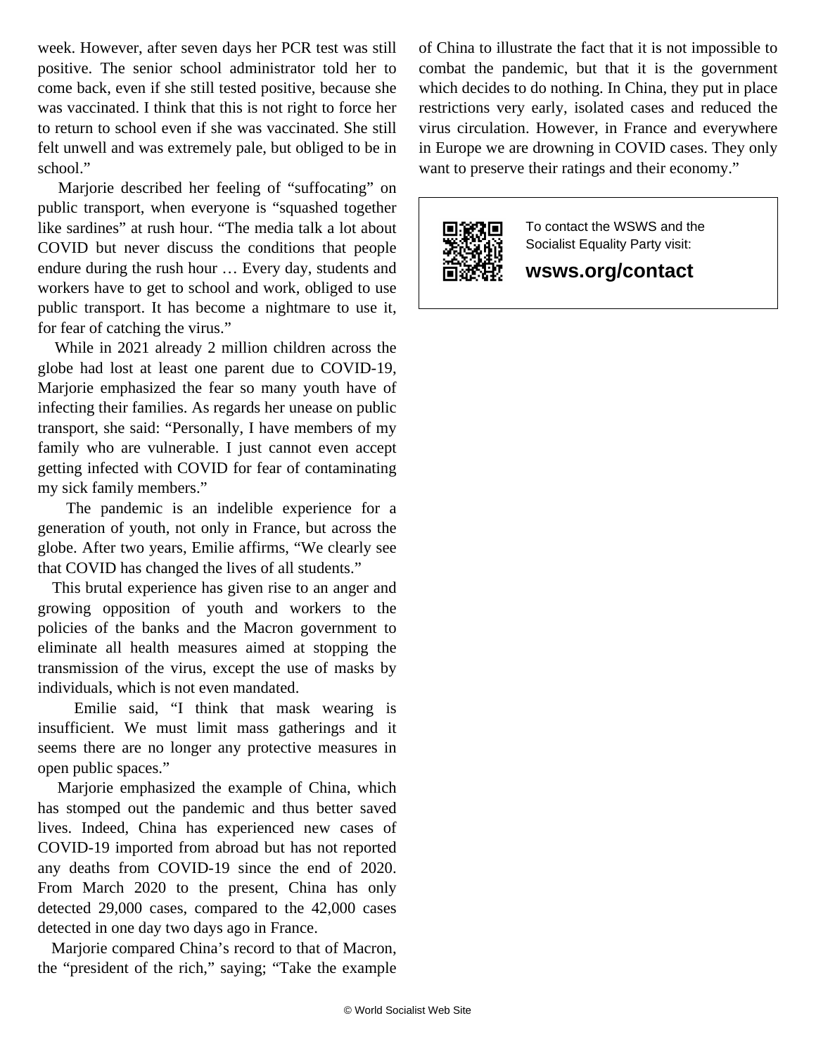week. However, after seven days her PCR test was still positive. The senior school administrator told her to come back, even if she still tested positive, because she was vaccinated. I think that this is not right to force her to return to school even if she was vaccinated. She still felt unwell and was extremely pale, but obliged to be in school."

Marjorie described her feeling of "suffocating" on public transport, when everyone is "squashed together like sardines" at rush hour. "The media talk a lot about COVID but never discuss the conditions that people endure during the rush hour … Every day, students and workers have to get to school and work, obliged to use public transport. It has become a nightmare to use it, for fear of catching the virus."

While in 2021 already 2 million children across the globe had lost at least one parent due to COVID-19, Marjorie emphasized the fear so many youth have of infecting their families. As regards her unease on public transport, she said: "Personally, I have members of my family who are vulnerable. I just cannot even accept getting infected with COVID for fear of contaminating my sick family members."

The pandemic is an indelible experience for a generation of youth, not only in France, but across the globe. After two years, Emilie affirms, "We clearly see that COVID has changed the lives of all students."

This brutal experience has given rise to an anger and growing opposition of youth and workers to the policies of the banks and the Macron government to eliminate all health measures aimed at stopping the transmission of the virus, except the use of masks by individuals, which is not even mandated.

Emilie said, "I think that mask wearing is insufficient. We must limit mass gatherings and it seems there are no longer any protective measures in open public spaces."

Marjorie emphasized the example of China, which has stomped out the pandemic and thus better saved lives. Indeed, China has experienced new cases of COVID-19 imported from abroad but has not reported any deaths from COVID-19 since the end of 2020. From March 2020 to the present, China has only detected 29,000 cases, compared to the 42,000 cases detected in one day two days ago in France.

Marjorie compared China's record to that of Macron, the "president of the rich," saying; "Take the example of China to illustrate the fact that it is not impossible to combat the pandemic, but that it is the government which decides to do nothing. In China, they put in place restrictions very early, isolated cases and reduced the virus circulation. However, in France and everywhere in Europe we are drowning in COVID cases. They only want to preserve their ratings and their economy."

To contact the WSWS and the Socialist Equality Party visit:

**wsws.org/contact**